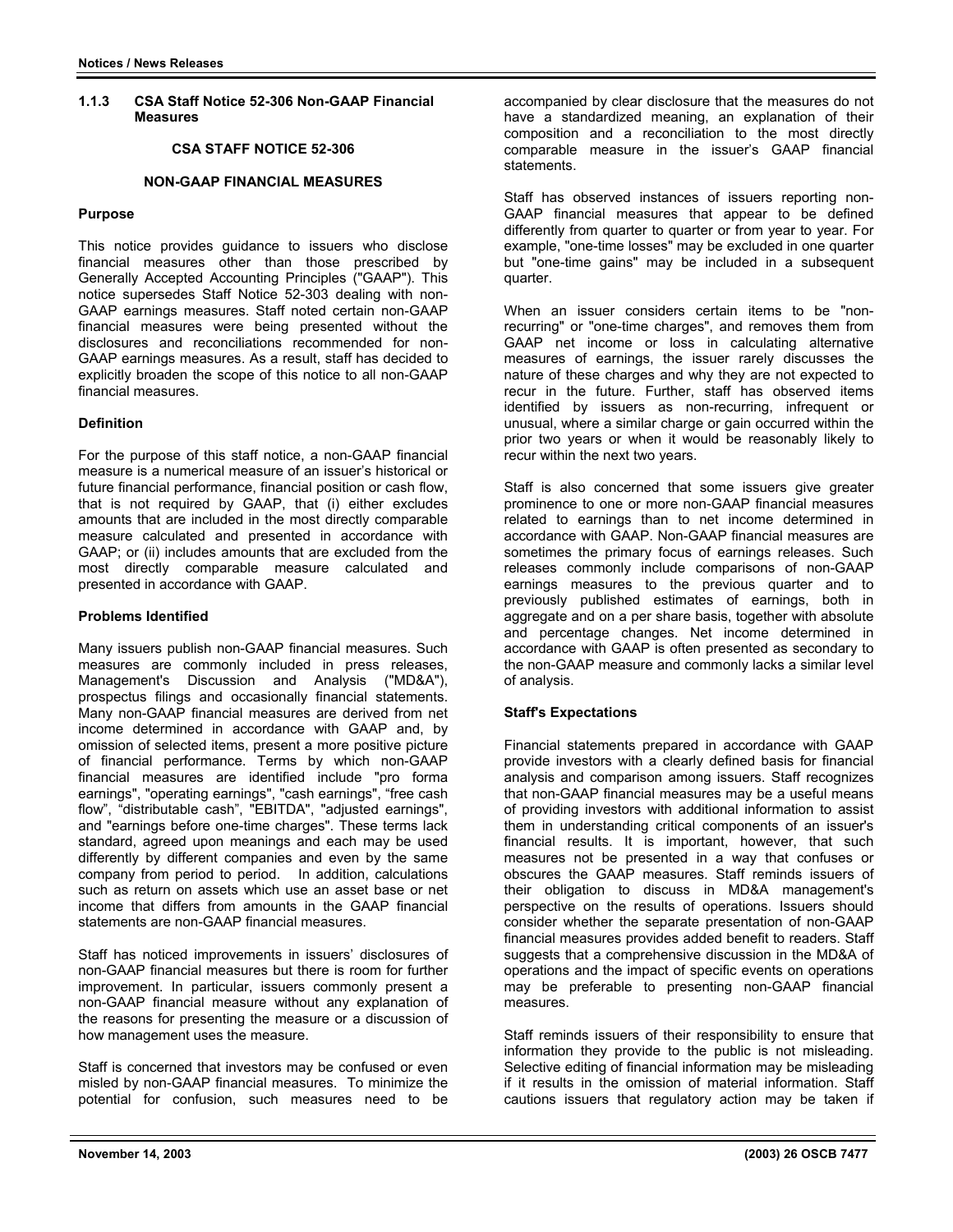### 1.1.3 CSA Staff Notice 52-306 Non-GAAP Financial Measures

**CSA STAFF NOTICE 52-306**

**NON-GAAP FINANCIAL MEASURES**

**Purpose**

This notice provides guidance to issuers who disclose financial measures other than those prescribed by Generally Accepted Accounting Principles ("GAAP"). This notice supersedes Staff Notice 52-303 dealing with non-GAAP earnings measures. Staff noted certain non-GAAP financial measures were being presented without the disclosures and reconciliations recommended for non-GAAP earnings measures. As a result, staff has decided to explicitly broaden the scope of this notice to all non-GAAP financial measures.

**Definition**

For the purpose of this staff notice, a non-GAAP financial measure is a numerical measure of an issuer's historical or future financial performance, financial position or cash flow, that is not required by GAAP, that (i) either excludes amounts that are included in the most directly comparable measure calculated and presented in accordance with GAAP; or (ii) includes amounts that are excluded from the most directly comparable measure calculated and presented in accordance with GAAP.

**Problems Identified**

Many issuers publish non-GAAP financial measures. Such measures are commonly included in press releases, Management's Discussion and Analysis ("MD&A"), prospectus filings and occasionally financial statements. Many non-GAAP financial measures are derived from net income determined in accordance with GAAP and, by omission of selected items, present a more positive picture of financial performance. Terms by which non-GAAP financial measures are identified include "pro forma earnings", "operating earnings", "cash earnings", "free cash flow", "distributable cash", "EBITDA", "adjusted earnings", and "earnings before one-time charges". These terms lack standard, agreed upon meanings and each may be used differently by different companies and even by the same company from period to period. In addition, calculations such as return on assets which use an asset base or net income that differs from amounts in the GAAP financial statements are non-GAAP financial measures.

Staff has noticed improvements in issuers' disclosures of non-GAAP financial measures but there is room for further improvement. In particular, issuers commonly present a non-GAAP financial measure without any explanation of the reasons for presenting the measure or a discussion of how management uses the measure.

Staff is concerned that investors may be confused or even misled by non-GAAP financial measures. To minimize the potential for confusion, such measures need to be accompanied by clear disclosure that the measures do not have a standardized meaning, an explanation of their composition and a reconciliation to the most directly comparable measure in the issuer's GAAP financial statements.

Staff has observed instances of issuers reporting non-GAAP financial measures that appear to be defined differently from quarter to quarter or from year to year. For example, "one-time losses" may be excluded in one quarter but "one-time gains" may be included in a subsequent quarter.

When an issuer considers certain items to be "non-recurring" or "one-time charges", and removes them from GAAP net income or loss in calculating alternative measures of earnings, the issuer rarely discusses the nature of these charges and why they are not expected to recur in the future. Further, staff has observed items identified by issuers as non-recurring, infrequent or unusual, where a similar charge or gain occurred within the prior two years or when it would be reasonably likely to recur within the next two years.

Staff is also concerned that some issuers give greater prominence to one or more non-GAAP financial measures related to earnings than to net income determined in accordance with GAAP. Non-GAAP financial measures are sometimes the primary focus of earnings releases. Such releases commonly include comparisons of non-GAAP earnings measures to the previous quarter and to previously published estimates of earnings, both in aggregate and on a per share basis, together with absolute and percentage changes. Net income determined in accordance with GAAP is often presented as secondary to the non-GAAP measure and commonly lacks a similar level of analysis.

**Staff's Expectations**

Financial statements prepared in accordance with GAAP provide investors with a clearly defined basis for financial analysis and comparison among issuers. Staff recognizes that non-GAAP financial measures may be a useful means of providing investors with additional information to assist them in understanding critical components of an issuer's financial results. It is important, however, that such measures not be presented in a way that confuses or obscures the GAAP measures. Staff reminds issuers of their obligation to discuss in MD&A management's perspective on the results of operations. Issuers should consider whether the separate presentation of non-GAAP financial measures provides added benefit to readers. Staff suggests that a comprehensive discussion in the MD&A of operations and the impact of specific events on operations may be preferable to presenting non-GAAP financial measures.

Staff reminds issuers of their responsibility to ensure that information they provide to the public is not misleading. Selective editing of financial information may be misleading if it results in the omission of material information. Staff cautions issuers that regulatory action may be taken if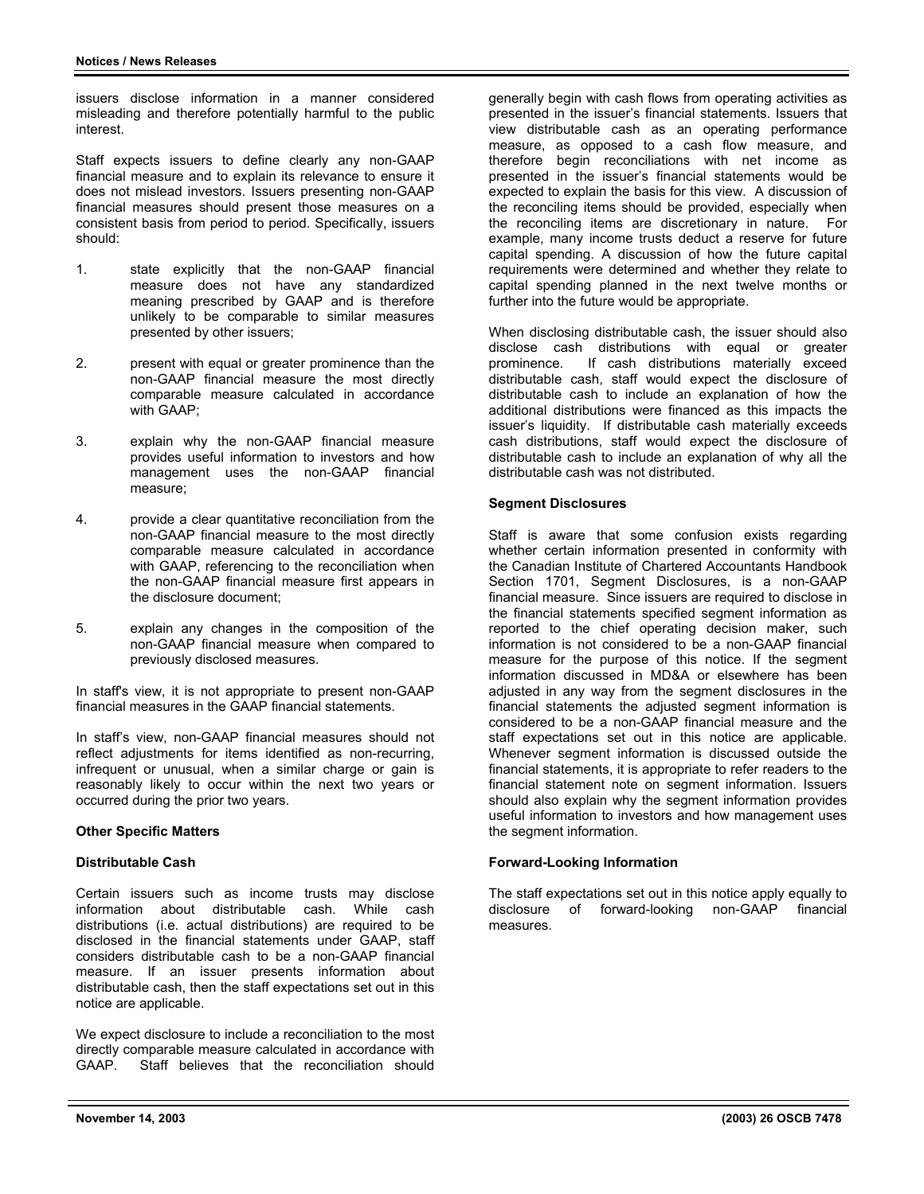issuers disclose information in a manner considered misleading and therefore potentially harmful to the public interest.

Staff expects issuers to define clearly any non-GAAP financial measure and to explain its relevance to ensure it does not mislead investors. Issuers presenting non-GAAP financial measures should present those measures on a consistent basis from period to period. Specifically, issuers should:

1. state explicitly that the non-GAAP financial measure does not have any standardized meaning prescribed by GAAP and is therefore unlikely to be comparable to similar measures presented by other issuers;

2. present with equal or greater prominence than the non-GAAP financial measure the most directly comparable measure calculated in accordance with GAAP;

3. explain why the non-GAAP financial measure provides useful information to investors and how management uses the non-GAAP financial measure;

4. provide a clear quantitative reconciliation from the non-GAAP financial measure to the most directly comparable measure calculated in accordance with GAAP, referencing to the reconciliation when the non-GAAP financial measure first appears in the disclosure document;

5. explain any changes in the composition of the non-GAAP financial measure when compared to previously disclosed measures.

In staff's view, it is not appropriate to present non-GAAP financial measures in the GAAP financial statements.

In staff's view, non-GAAP financial measures should not reflect adjustments for items identified as non-recurring, infrequent or unusual, when a similar charge or gain is reasonably likely to occur within the next two years or occurred during the prior two years.

**Other Specific Matters**

**Distributable Cash**

Certain issuers such as income trusts may disclose information about distributable cash. While cash distributions (i.e. actual distributions) are required to be disclosed in the financial statements under GAAP, staff considers distributable cash to be a non-GAAP financial measure. If an issuer presents information about distributable cash, then the staff expectations set out in this notice are applicable.

We expect disclosure to include a reconciliation to the most directly comparable measure calculated in accordance with GAAP. Staff believes that the reconciliation should generally begin with cash flows from operating activities as presented in the issuer's financial statements. Issuers that view distributable cash as an operating performance measure, as opposed to a cash flow measure, and therefore begin reconciliations with net income as presented in the issuer's financial statements would be expected to explain the basis for this view. A discussion of the reconciling items should be provided, especially when the reconciling items are discretionary in nature. For example, many income trusts deduct a reserve for future capital spending. A discussion of how the future capital requirements were determined and whether they relate to capital spending planned in the next twelve months or further into the future would be appropriate.

When disclosing distributable cash, the issuer should also disclose cash distributions with equal or greater prominence. If cash distributions materially exceed distributable cash, staff would expect the disclosure of distributable cash to include an explanation of how the additional distributions were financed as this impacts the issuer's liquidity. If distributable cash materially exceeds cash distributions, staff would expect the disclosure of distributable cash to include an explanation of why all the distributable cash was not distributed.

**Segment Disclosures**

Staff is aware that some confusion exists regarding whether certain information presented in conformity with the Canadian Institute of Chartered Accountants Handbook Section 1701, Segment Disclosures, is a non-GAAP financial measure. Since issuers are required to disclose in the financial statements specified segment information as reported to the chief operating decision maker, such information is not considered to be a non-GAAP financial measure for the purpose of this notice. If the segment information discussed in MD&A or elsewhere has been adjusted in any way from the segment disclosures in the financial statements the adjusted segment information is considered to be a non-GAAP financial measure and the staff expectations set out in this notice are applicable. Whenever segment information is discussed outside the financial statements, it is appropriate to refer readers to the financial statement note on segment information. Issuers should also explain why the segment information provides useful information to investors and how management uses the segment information.

**Forward-Looking Information**

The staff expectations set out in this notice apply equally to disclosure of forward-looking non-GAAP financial measures.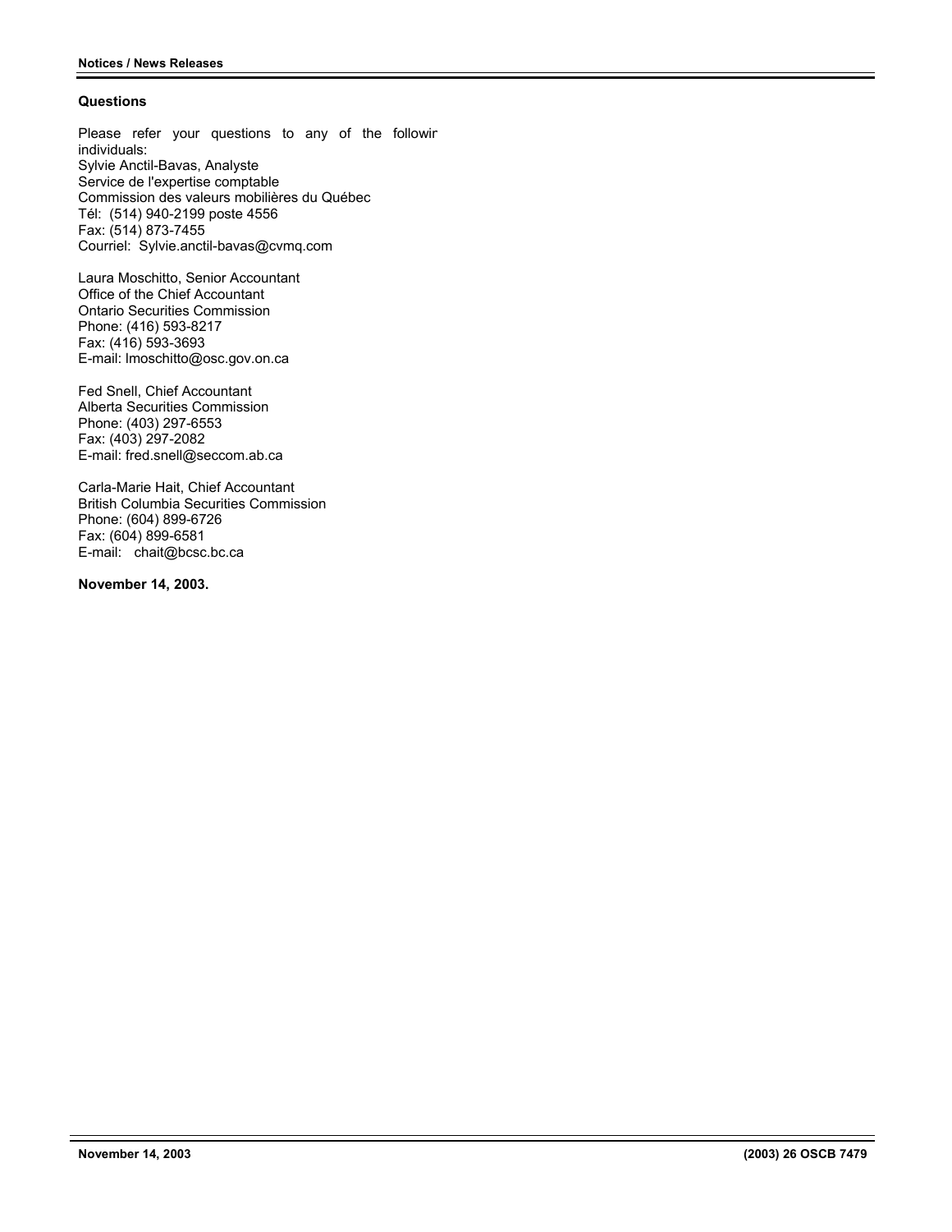### Questions

Please refer your questions to any of the followir individuals:
Sylvie Anctil-Bavas, Analyste
Service de l'expertise comptable
Commission des valeurs mobilières du Québec
Tél: (514) 940-2199 poste 4556
Fax: (514) 873-7455
Courriel: Sylvie.anctil-bavas@cvmq.com

Laura Moschitto, Senior Accountant
Office of the Chief Accountant
Ontario Securities Commission
Phone: (416) 593-8217
Fax: (416) 593-3693
E-mail: lmoschitto@osc.gov.on.ca

Fed Snell, Chief Accountant
Alberta Securities Commission
Phone: (403) 297-6553
Fax: (403) 297-2082
E-mail: fred.snell@seccom.ab.ca

Carla-Marie Hait, Chief Accountant
British Columbia Securities Commission
Phone: (604) 899-6726
Fax: (604) 899-6581
E-mail: chait@bcsc.bc.ca

**November 14, 2003.**